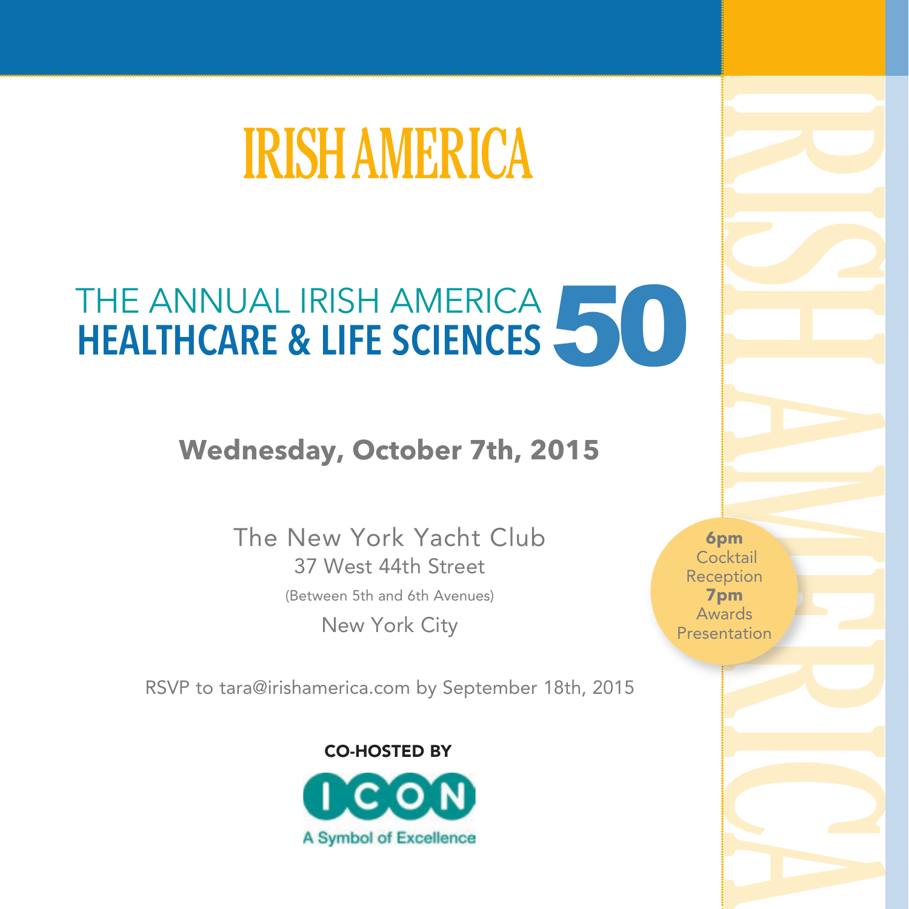# IRISH AMERICA

## THE ANNUAL IRISH AMERICA HEALTHCARE & LIFE SCIENCES 50

**Wednesday, October 7th, 2015**

The New York Yacht Club
37 West 44th Street
(Between 5th and 6th Avenues)
New York City

**6pm** Cocktail Reception
**7pm** Awards Presentation

RSVP to tara@irishamerica.com by September 18th, 2015

**CO-HOSTED BY**

ICON
A Symbol of Excellence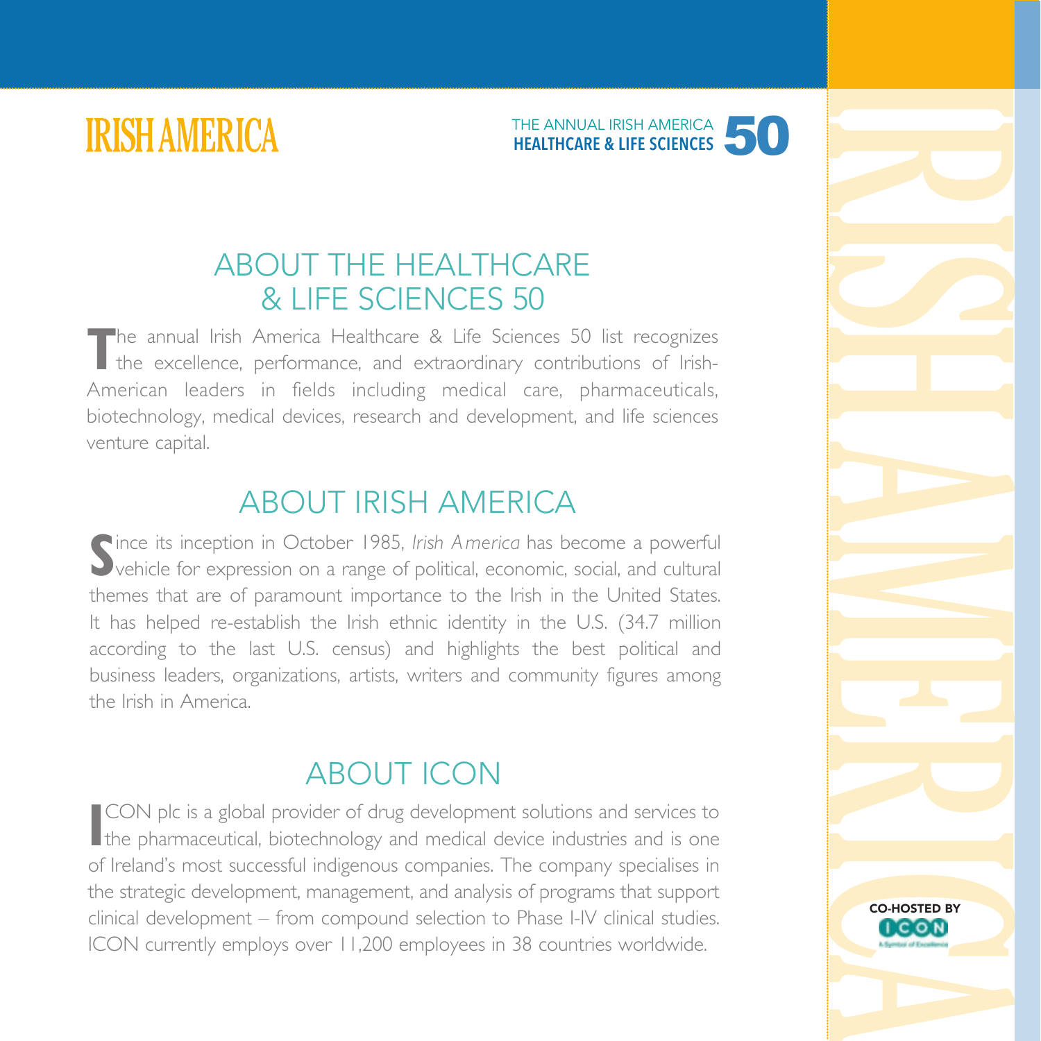IRISH AMERICA

THE ANNUAL IRISH AMERICA
**HEALTHCARE & LIFE SCIENCES 50**

## ABOUT THE HEALTHCARE & LIFE SCIENCES 50

The annual Irish America Healthcare & Life Sciences 50 list recognizes the excellence, performance, and extraordinary contributions of Irish-American leaders in fields including medical care, pharmaceuticals, biotechnology, medical devices, research and development, and life sciences venture capital.

## ABOUT IRISH AMERICA

Since its inception in October 1985, *Irish America* has become a powerful vehicle for expression on a range of political, economic, social, and cultural themes that are of paramount importance to the Irish in the United States. It has helped re-establish the Irish ethnic identity in the U.S. (34.7 million according to the last U.S. census) and highlights the best political and business leaders, organizations, artists, writers and community figures among the Irish in America.

## ABOUT ICON

ICON plc is a global provider of drug development solutions and services to the pharmaceutical, biotechnology and medical device industries and is one of Ireland's most successful indigenous companies. The company specialises in the strategic development, management, and analysis of programs that support clinical development – from compound selection to Phase I-IV clinical studies. ICON currently employs over 11,200 employees in 38 countries worldwide.

**CO-HOSTED BY**
ICON
A Symbol of Excellence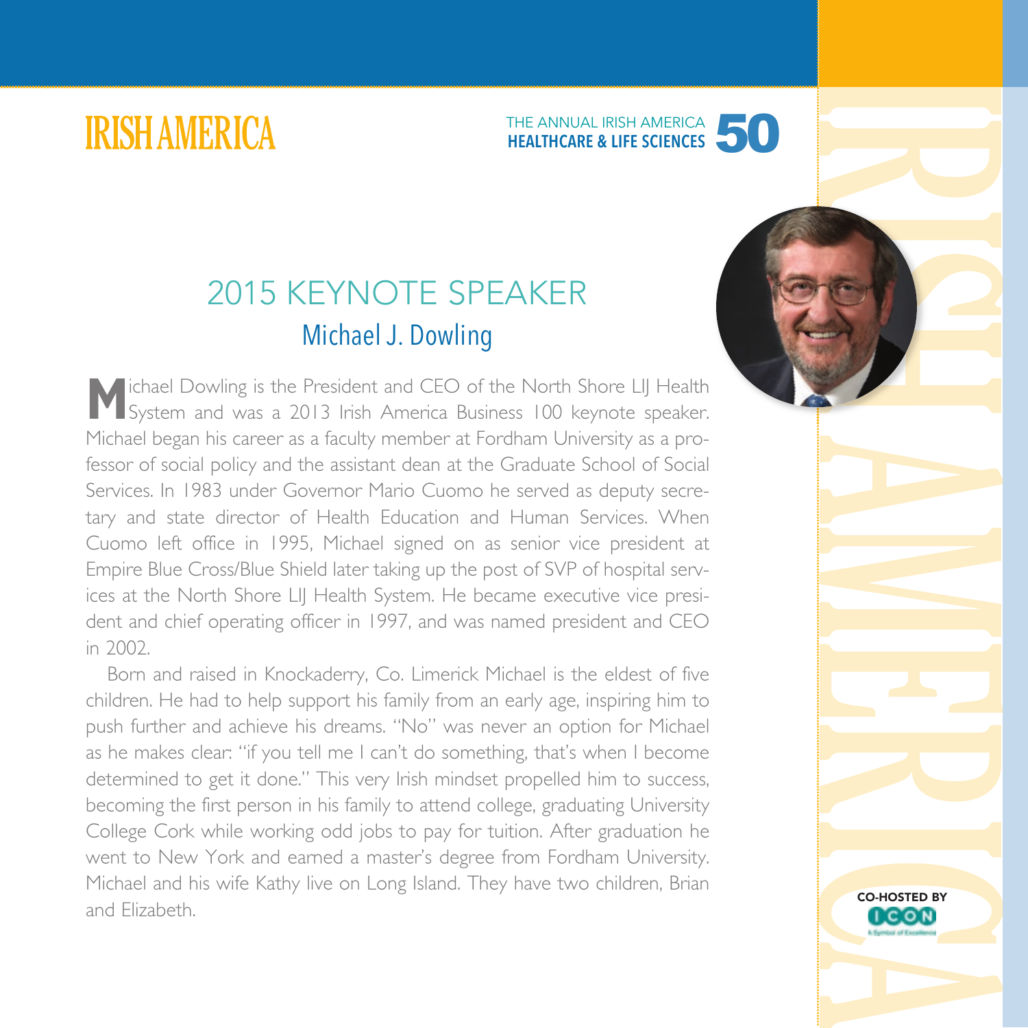IRISH AMERICA

THE ANNUAL IRISH AMERICA
**HEALTHCARE & LIFE SCIENCES 50**

# 2015 KEYNOTE SPEAKER

## Michael J. Dowling

Michael Dowling is the President and CEO of the North Shore LIJ Health System and was a 2013 Irish America Business 100 keynote speaker. Michael began his career as a faculty member at Fordham University as a professor of social policy and the assistant dean at the Graduate School of Social Services. In 1983 under Governor Mario Cuomo he served as deputy secretary and state director of Health Education and Human Services. When Cuomo left office in 1995, Michael signed on as senior vice president at Empire Blue Cross/Blue Shield later taking up the post of SVP of hospital services at the North Shore LIJ Health System. He became executive vice president and chief operating officer in 1997, and was named president and CEO in 2002.

Born and raised in Knockaderry, Co. Limerick Michael is the eldest of five children. He had to help support his family from an early age, inspiring him to push further and achieve his dreams. "No" was never an option for Michael as he makes clear: "if you tell me I can't do something, that's when I become determined to get it done." This very Irish mindset propelled him to success, becoming the first person in his family to attend college, graduating University College Cork while working odd jobs to pay for tuition. After graduation he went to New York and earned a master's degree from Fordham University. Michael and his wife Kathy live on Long Island. They have two children, Brian and Elizabeth.

CO-HOSTED BY ICON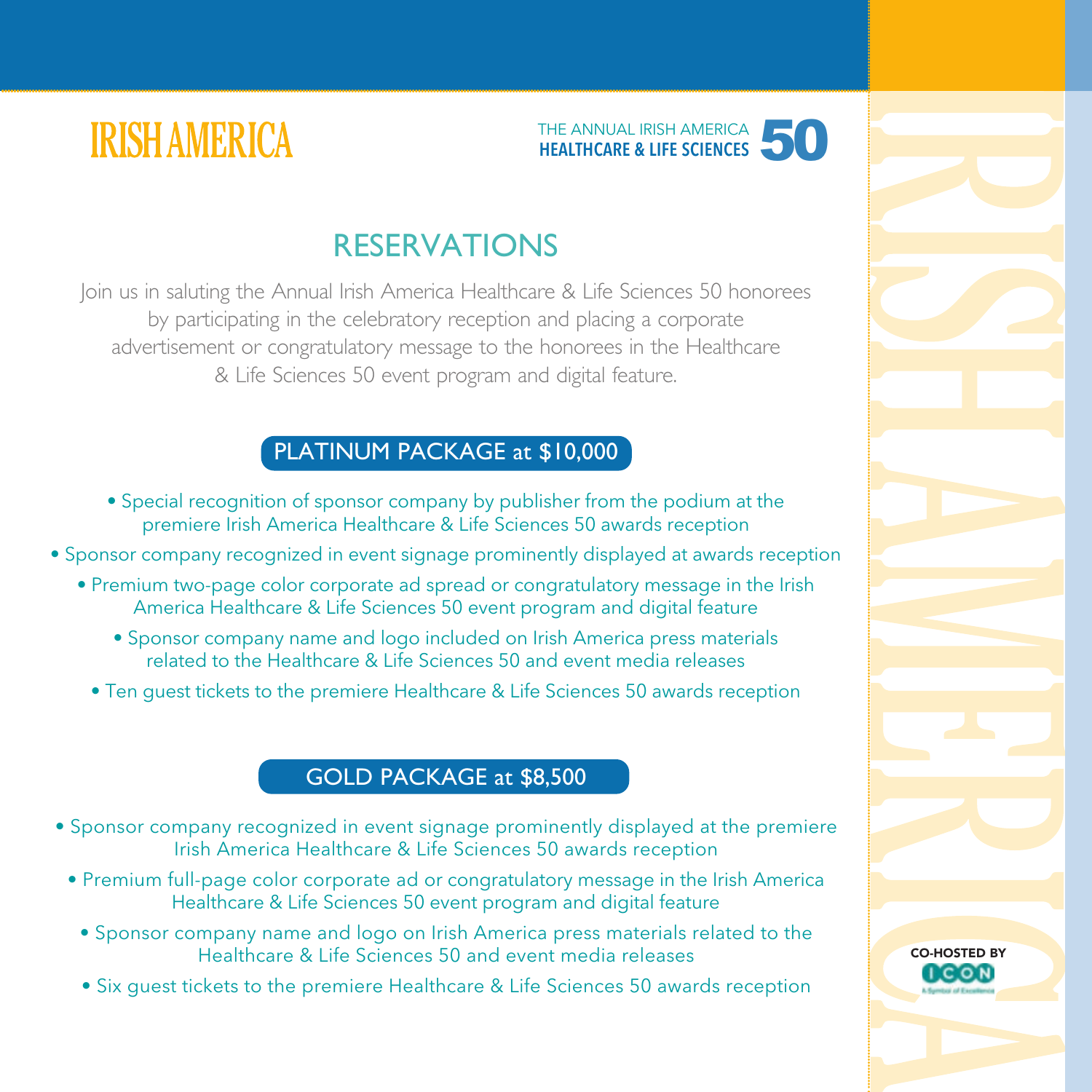IRISH AMERICA

THE ANNUAL IRISH AMERICA **HEALTHCARE & LIFE SCIENCES 50**

# RESERVATIONS

Join us in saluting the Annual Irish America Healthcare & Life Sciences 50 honorees by participating in the celebratory reception and placing a corporate advertisement or congratulatory message to the honorees in the Healthcare & Life Sciences 50 event program and digital feature.

## PLATINUM PACKAGE at $10,000

- Special recognition of sponsor company by publisher from the podium at the premiere Irish America Healthcare & Life Sciences 50 awards reception
- Sponsor company recognized in event signage prominently displayed at awards reception
- Premium two-page color corporate ad spread or congratulatory message in the Irish America Healthcare & Life Sciences 50 event program and digital feature
- Sponsor company name and logo included on Irish America press materials related to the Healthcare & Life Sciences 50 and event media releases
- Ten guest tickets to the premiere Healthcare & Life Sciences 50 awards reception

## GOLD PACKAGE at $8,500

- Sponsor company recognized in event signage prominently displayed at the premiere Irish America Healthcare & Life Sciences 50 awards reception
- Premium full-page color corporate ad or congratulatory message in the Irish America Healthcare & Life Sciences 50 event program and digital feature
- Sponsor company name and logo on Irish America press materials related to the Healthcare & Life Sciences 50 and event media releases
- Six guest tickets to the premiere Healthcare & Life Sciences 50 awards reception

CO-HOSTED BY ICON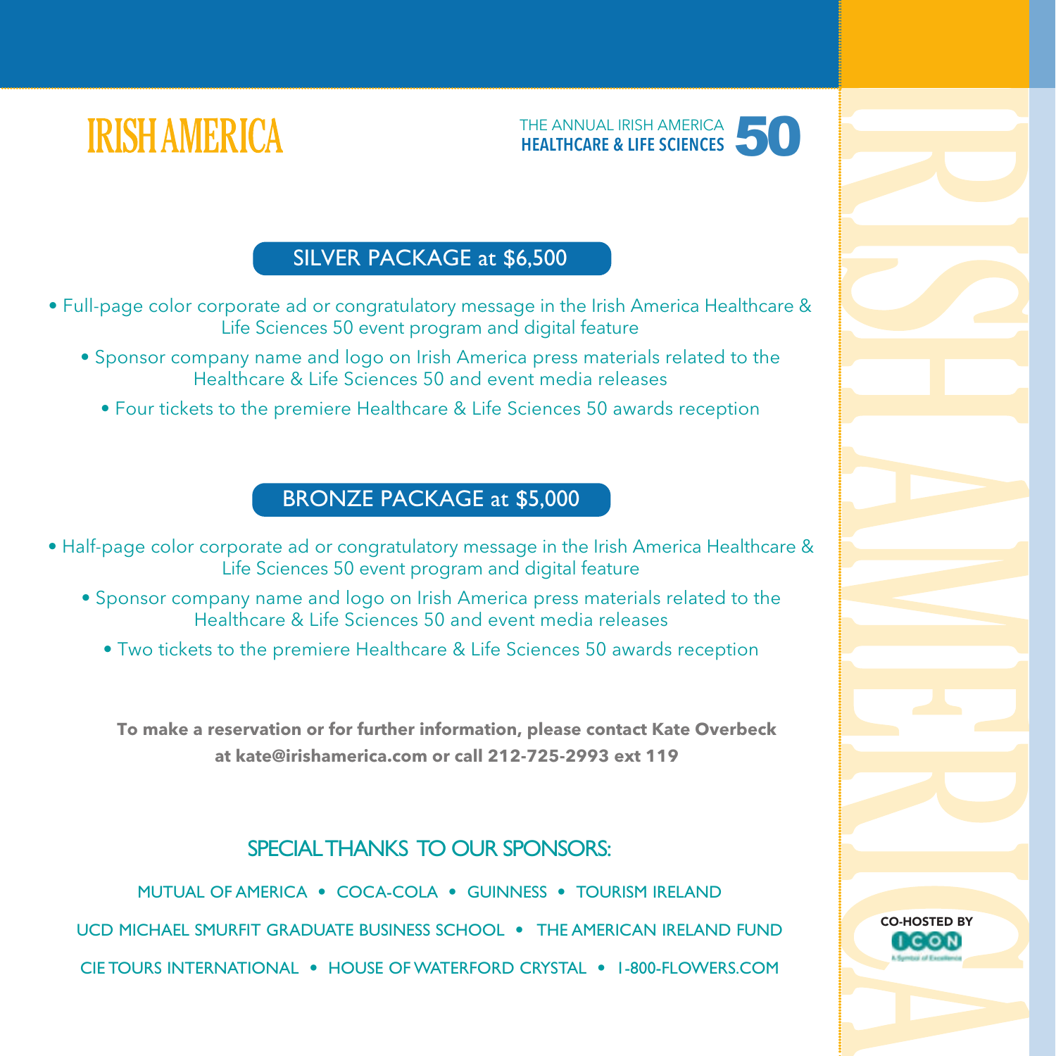IRISH AMERICA

THE ANNUAL IRISH AMERICA **HEALTHCARE & LIFE SCIENCES 50**

## SILVER PACKAGE at $6,500

- Full-page color corporate ad or congratulatory message in the Irish America Healthcare & Life Sciences 50 event program and digital feature
- Sponsor company name and logo on Irish America press materials related to the Healthcare & Life Sciences 50 and event media releases
- Four tickets to the premiere Healthcare & Life Sciences 50 awards reception

## BRONZE PACKAGE at $5,000

- Half-page color corporate ad or congratulatory message in the Irish America Healthcare & Life Sciences 50 event program and digital feature
- Sponsor company name and logo on Irish America press materials related to the Healthcare & Life Sciences 50 and event media releases
- Two tickets to the premiere Healthcare & Life Sciences 50 awards reception

**To make a reservation or for further information, please contact Kate Overbeck at kate@irishamerica.com or call 212-725-2993 ext 119**

## SPECIAL THANKS TO OUR SPONSORS:

MUTUAL OF AMERICA • COCA-COLA • GUINNESS • TOURISM IRELAND

UCD MICHAEL SMURFIT GRADUATE BUSINESS SCHOOL • THE AMERICAN IRELAND FUND

CIE TOURS INTERNATIONAL • HOUSE OF WATERFORD CRYSTAL • 1-800-FLOWERS.COM

CO-HOSTED BY ICON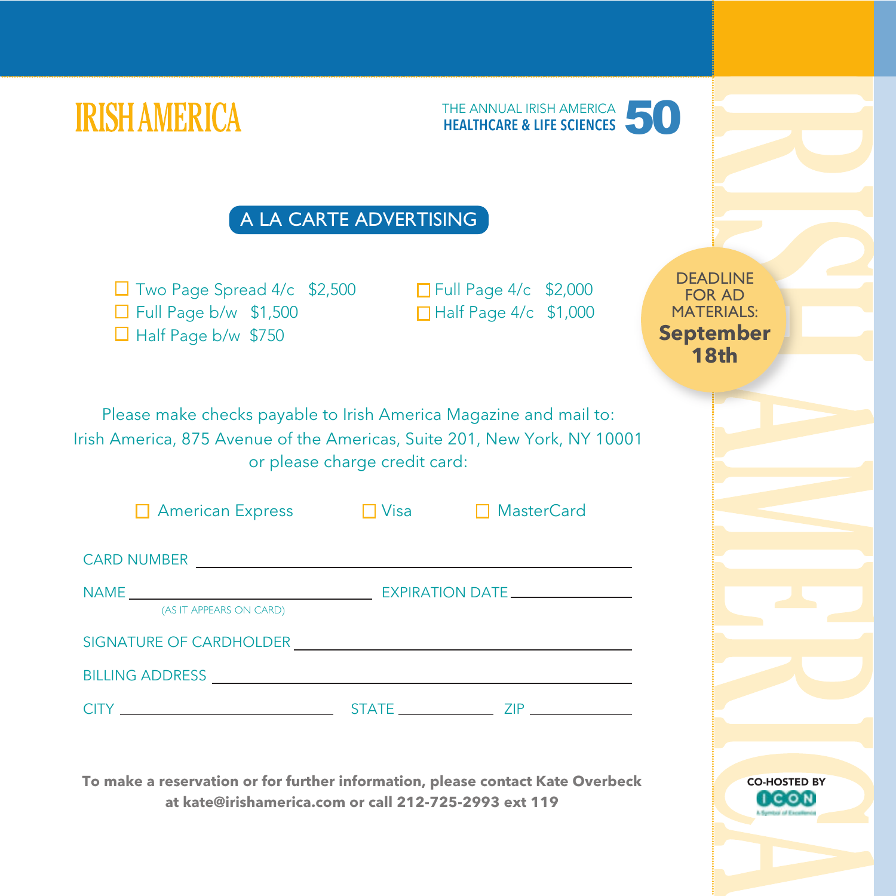# IRISH AMERICA

THE ANNUAL IRISH AMERICA
**HEALTHCARE & LIFE SCIENCES 50**

## A LA CARTE ADVERTISING

- ☐ Two Page Spread 4/c $2,500
- ☐ Full Page b/w $1,500
- ☐ Half Page b/w $750
- ☐ Full Page 4/c $2,000
- ☐ Half Page 4/c $1,000

DEADLINE FOR AD MATERIALS: **September 18th**

Please make checks payable to Irish America Magazine and mail to:
Irish America, 875 Avenue of the Americas, Suite 201, New York, NY 10001
or please charge credit card:

☐ American Express ☐ Visa ☐ MasterCard

CARD NUMBER ______________________________

NAME ______________________ EXPIRATION DATE ______________
(AS IT APPEARS ON CARD)

SIGNATURE OF CARDHOLDER ______________________________

BILLING ADDRESS ______________________________

CITY ______________ STATE ______________ ZIP ______________

**To make a reservation or for further information, please contact Kate Overbeck at kate@irishamerica.com or call 212-725-2993 ext 119**

CO-HOSTED BY ICON